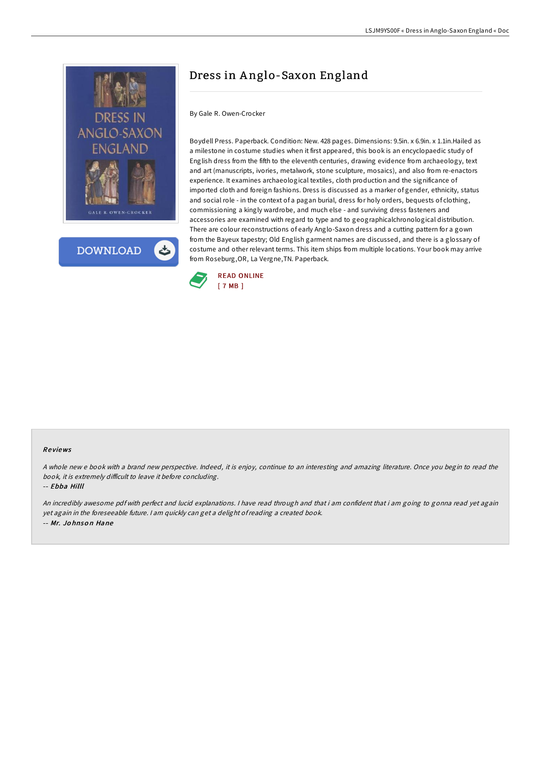# Dress in Anglo-Saxon England

By Gale R. Owen-Crocker

Boydell Press. Paperback. Condition: New. 428 pages. Dimensions: 9.5in. x 6.9in. x 1.1in.Hailed as a milestone in costume studies when it first appeared, this book is an encyclopaedic study of English dress from the fifth to the eleventh centuries, drawing evidence from archaeology, text and art (manuscripts, ivories, metalwork, stone sculpture, mosaics), and also from re-enactors experience. It examines archaeological textiles, cloth production and the significance of imported cloth and foreign fashions. Dress is discussed as a marker of gender, ethnicity, status and social role - in the context of a pagan burial, dress for holy orders, bequests of clothing, commissioning a kingly wardrobe, and much else - and surviving dress fasteners and accessories are examined with regard to type and to geographicalchronological distribution. There are colour reconstructions of early Anglo-Saxon dress and a cutting pattern for a gown from the Bayeux tapestry; Old English garment names are discussed, and there is a glossary of costume and other relevant terms. This item ships from multiple locations. Your book may arrive from Roseburg,OR, La Vergne,TN. Paperback.

READ ONLINE
[ 7 MB ]

### Reviews

*A whole new e book with a brand new perspective. Indeed, it is enjoy, continue to an interesting and amazing literature. Once you begin to read the book, it is extremely difficult to leave it before concluding.*

-- *Ebba Hilll*

*An incredibly awesome pdf with perfect and lucid explanations. I have read through and that i am confident that i am going to gonna read yet again yet again in the foreseeable future. I am quickly can get a delight of reading a created book.*

-- *Mr. Johnson Hane*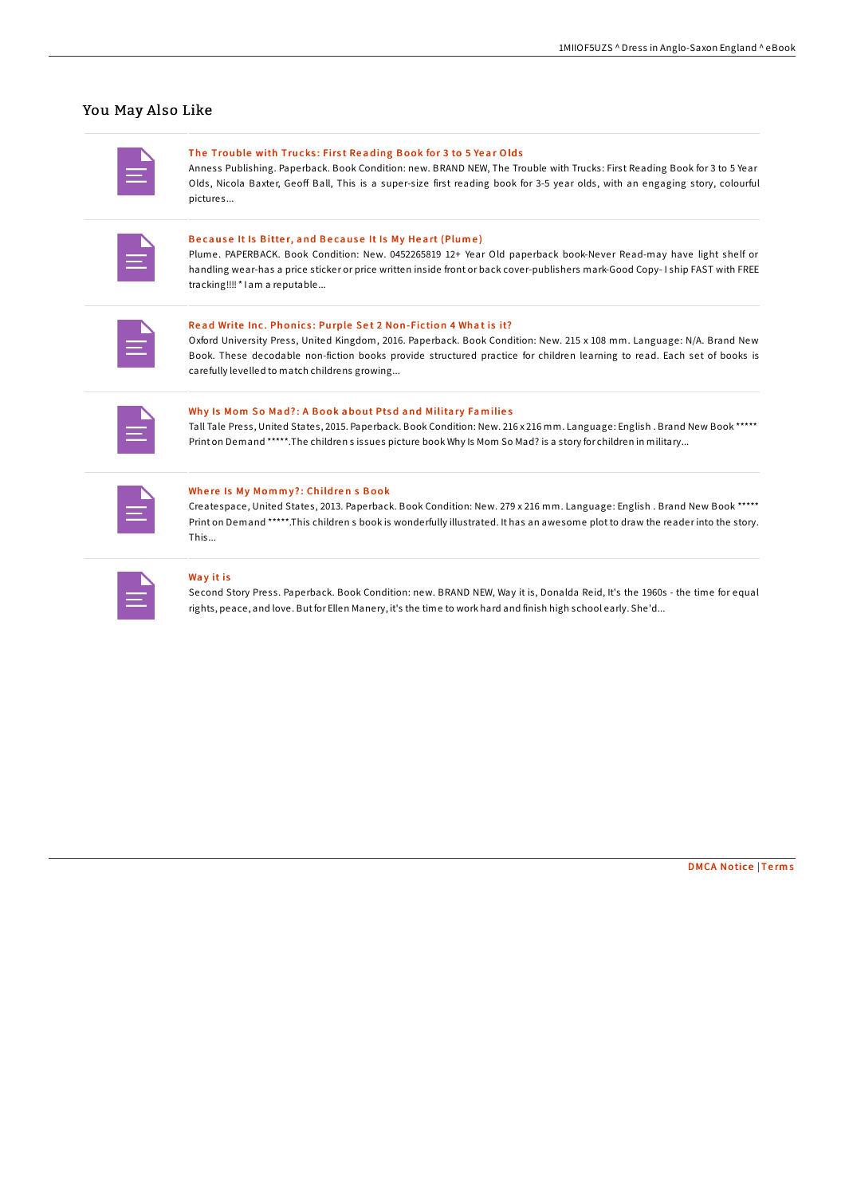## You May Also Like

### The Trouble with Trucks: First Reading Book for 3 to 5 Year Olds

Anness Publishing. Paperback. Book Condition: new. BRAND NEW, The Trouble with Trucks: First Reading Book for 3 to 5 Year Olds, Nicola Baxter, Geoff Ball, This is a super-size first reading book for 3-5 year olds, with an engaging story, colourful pictures...

### Because It Is Bitter, and Because It Is My Heart (Plume)

Plume. PAPERBACK. Book Condition: New. 0452265819 12+ Year Old paperback book-Never Read-may have light shelf or handling wear-has a price sticker or price written inside front or back cover-publishers mark-Good Copy- I ship FAST with FREE tracking!!!! * I am a reputable...

### Read Write Inc. Phonics: Purple Set 2 Non-Fiction 4 What is it?

Oxford University Press, United Kingdom, 2016. Paperback. Book Condition: New. 215 x 108 mm. Language: N/A. Brand New Book. These decodable non-fiction books provide structured practice for children learning to read. Each set of books is carefully levelled to match childrens growing...

### Why Is Mom So Mad?: A Book about Ptsd and Military Families

Tall Tale Press, United States, 2015. Paperback. Book Condition: New. 216 x 216 mm. Language: English . Brand New Book ***** Print on Demand *****.The children s issues picture book Why Is Mom So Mad? is a story for children in military...

### Where Is My Mommy?: Children s Book

Createspace, United States, 2013. Paperback. Book Condition: New. 279 x 216 mm. Language: English . Brand New Book ***** Print on Demand *****.This children s book is wonderfully illustrated. It has an awesome plot to draw the reader into the story. This...

### Way it is

Second Story Press. Paperback. Book Condition: new. BRAND NEW, Way it is, Donalda Reid, It's the 1960s - the time for equal rights, peace, and love. But for Ellen Manery, it's the time to work hard and finish high school early. She'd...